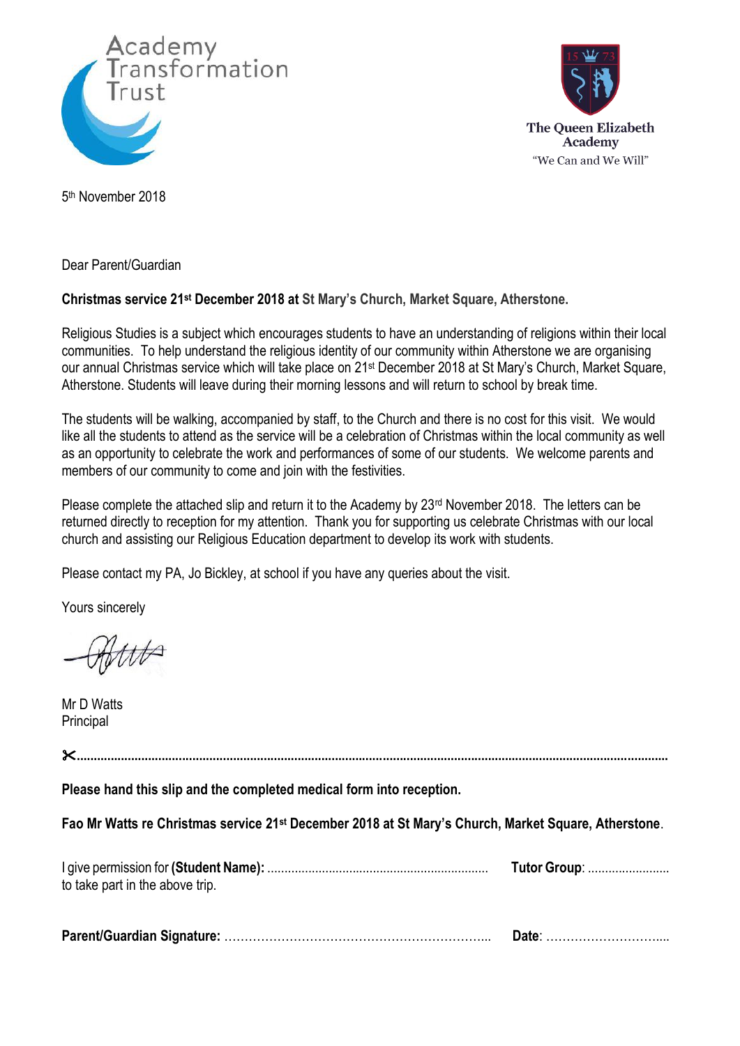Academy Transformation Trust

The Queen Elizabeth Academy
"We Can and We Will"

5th November 2018

Dear Parent/Guardian

**Christmas service 21st December 2018 at St Mary's Church, Market Square, Atherstone.**

Religious Studies is a subject which encourages students to have an understanding of religions within their local communities. To help understand the religious identity of our community within Atherstone we are organising our annual Christmas service which will take place on 21st December 2018 at St Mary's Church, Market Square, Atherstone. Students will leave during their morning lessons and will return to school by break time.

The students will be walking, accompanied by staff, to the Church and there is no cost for this visit. We would like all the students to attend as the service will be a celebration of Christmas within the local community as well as an opportunity to celebrate the work and performances of some of our students. We welcome parents and members of our community to come and join with the festivities.

Please complete the attached slip and return it to the Academy by 23rd November 2018. The letters can be returned directly to reception for my attention. Thank you for supporting us celebrate Christmas with our local church and assisting our Religious Education department to develop its work with students.

Please contact my PA, Jo Bickley, at school if you have any queries about the visit.

Yours sincerely

Mr D Watts
Principal

✂..........................................................................................................................................................

**Please hand this slip and the completed medical form into reception.**

**Fao Mr Watts re Christmas service 21st December 2018 at St Mary's Church, Market Square, Atherstone**.

I give permission for **(Student Name):** ................................................................ **Tutor Group**: ........................
to take part in the above trip.

**Parent/Guardian Signature:** ………………………………………………………... **Date**: ………………………...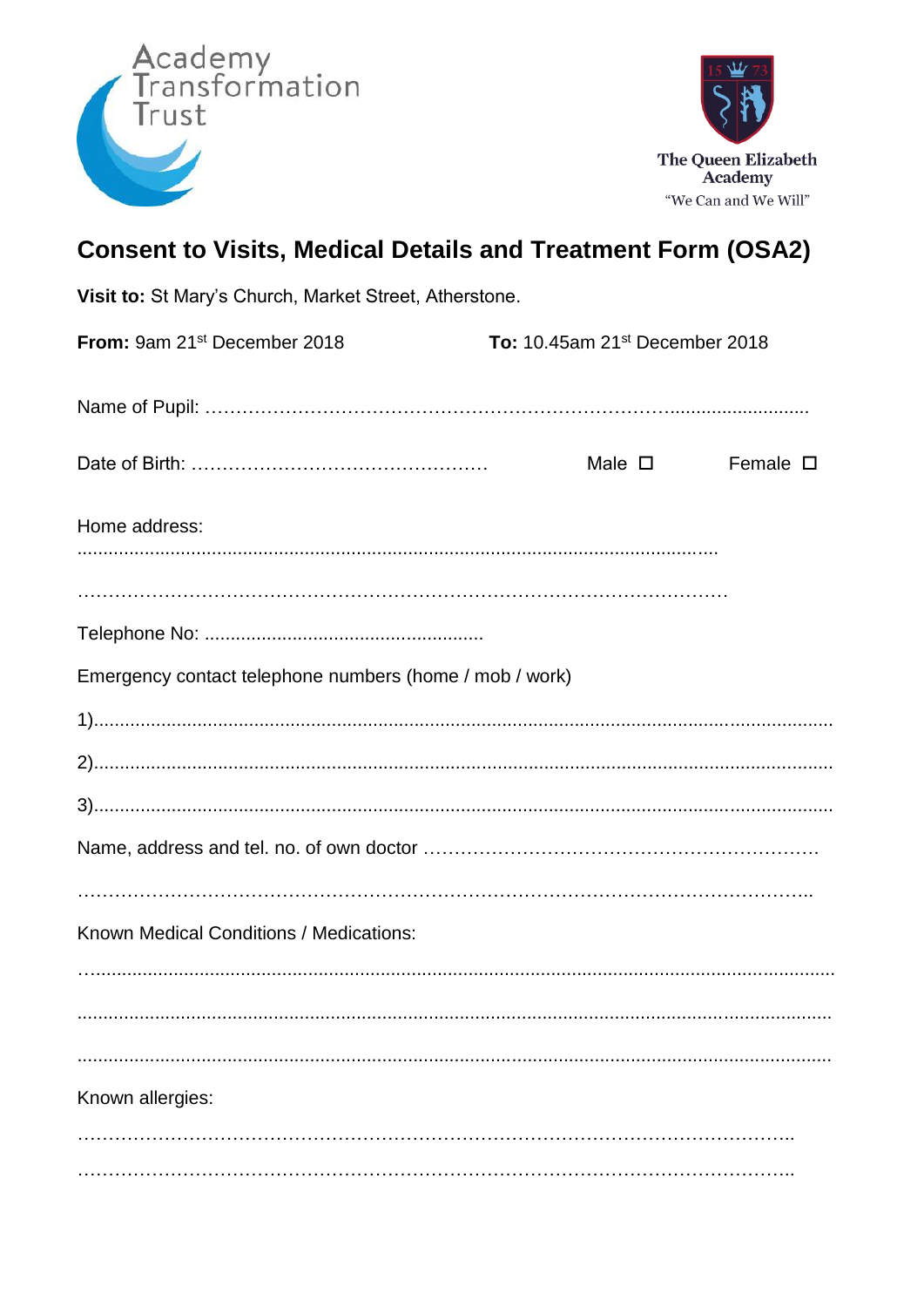Academy Transformation Trust

The Queen Elizabeth Academy
"We Can and We Will"

# Consent to Visits, Medical Details and Treatment Form (OSA2)

**Visit to:** St Mary's Church, Market Street, Atherstone.

**From:** 9am 21st December 2018 **To:** 10.45am 21st December 2018

Name of Pupil: ……………………………………………………………………..........................

Date of Birth: ………………………………………… Male ☐ Female ☐

Home address:

........................................................................................................................

………………………………………………………………………………………

Telephone No: .....................................................

Emergency contact telephone numbers (home / mob / work)

1)..............................................................................................................................

2)..............................................................................................................................

3)..............................................................................................................................

Name, address and tel. no. of own doctor ……………………………………………………

………………………………………………………………………………………………..

Known Medical Conditions / Medications:

…...............................................................................................................................

..................................................................................................................................

..................................................................................................................................

Known allergies:

………………………………………………………………………………………………..

………………………………………………………………………………………………..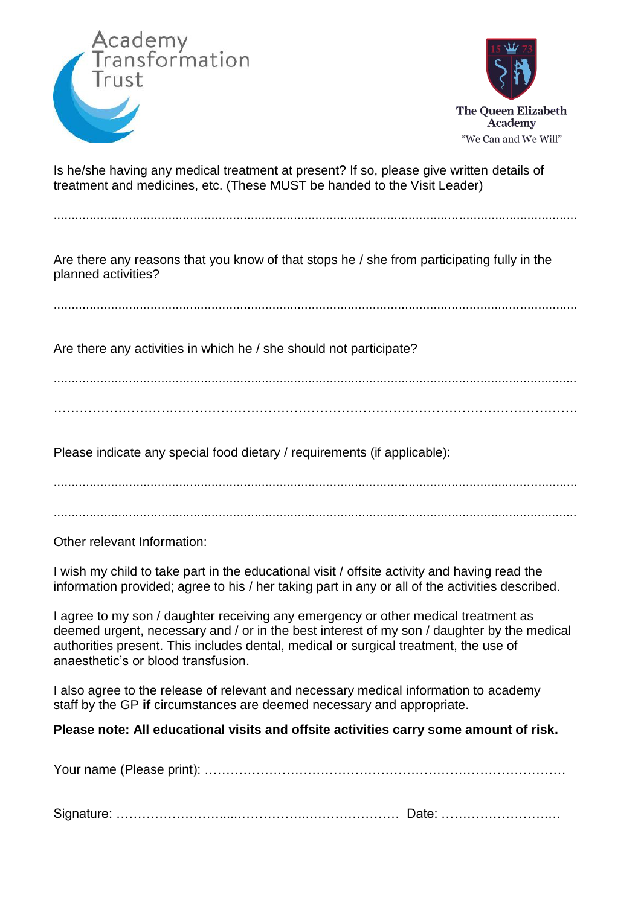Academy Transformation Trust

The Queen Elizabeth Academy
"We Can and We Will"

Is he/she having any medical treatment at present? If so, please give written details of treatment and medicines, etc. (These MUST be handed to the Visit Leader)

..................................................................................................................................................

Are there any reasons that you know of that stops he / she from participating fully in the planned activities?

..................................................................................................................................................

Are there any activities in which he / she should not participate?

..................................................................................................................................................

..................................................................................................................................................

Please indicate any special food dietary / requirements (if applicable):

..................................................................................................................................................

..................................................................................................................................................

Other relevant Information:

I wish my child to take part in the educational visit / offsite activity and having read the information provided; agree to his / her taking part in any or all of the activities described.

I agree to my son / daughter receiving any emergency or other medical treatment as deemed urgent, necessary and / or in the best interest of my son / daughter by the medical authorities present. This includes dental, medical or surgical treatment, the use of anaesthetic's or blood transfusion.

I also agree to the release of relevant and necessary medical information to academy staff by the GP **if** circumstances are deemed necessary and appropriate.

**Please note: All educational visits and offsite activities carry some amount of risk.**

Your name (Please print): ……………………………………………………………………

Signature: ………………………...……………..…………………  Date: ……………………..…